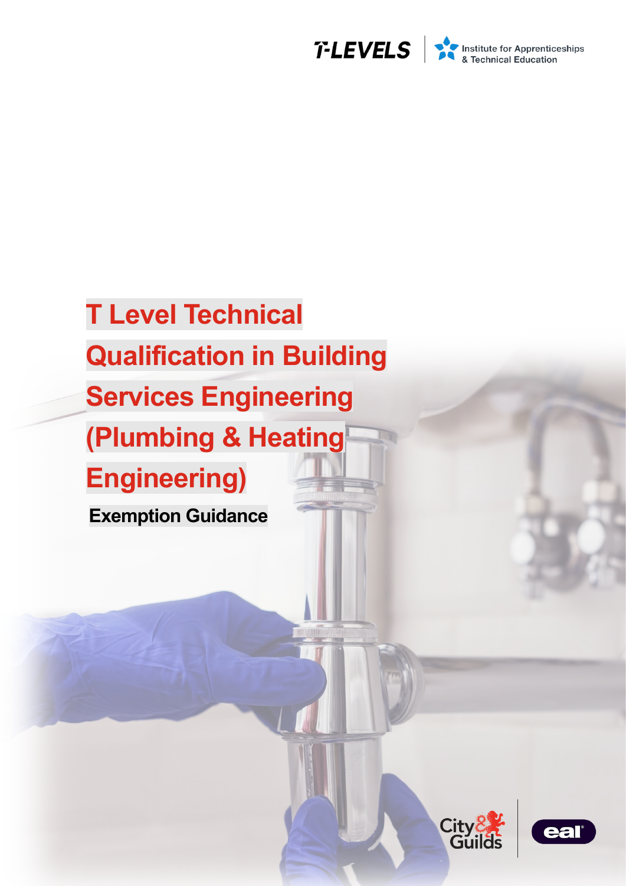# T Level Technical Qualification in Building Services Engineering (Plumbing & Heating Engineering)

**Exemption Guidance**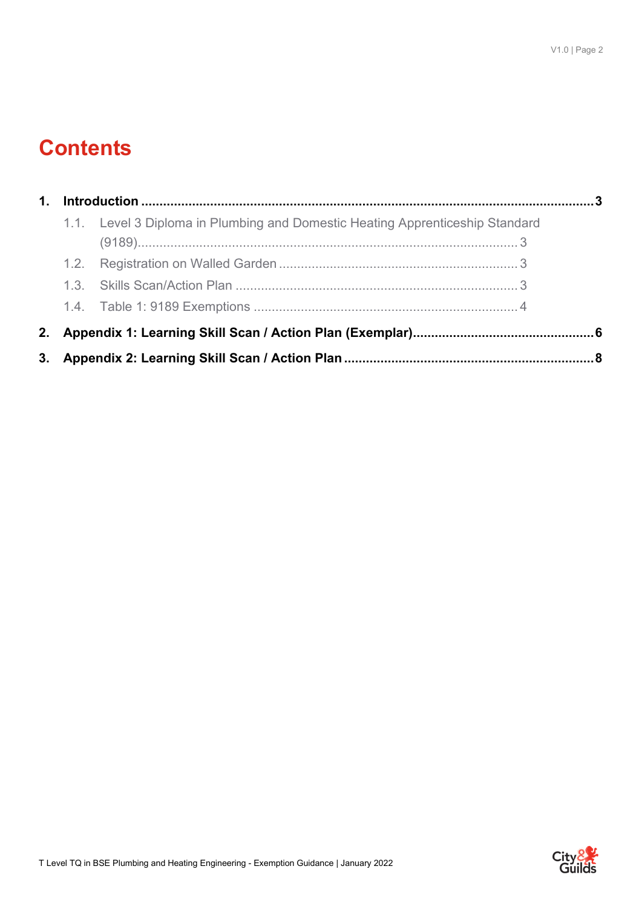# Contents

1. **Introduction** .......... 3
   1.1. Level 3 Diploma in Plumbing and Domestic Heating Apprenticeship Standard (9189) .......... 3
   1.2. Registration on Walled Garden .......... 3
   1.3. Skills Scan/Action Plan .......... 3
   1.4. Table 1: 9189 Exemptions .......... 4
2. **Appendix 1: Learning Skill Scan / Action Plan (Exemplar)** .......... 6
3. **Appendix 2: Learning Skill Scan / Action Plan** .......... 8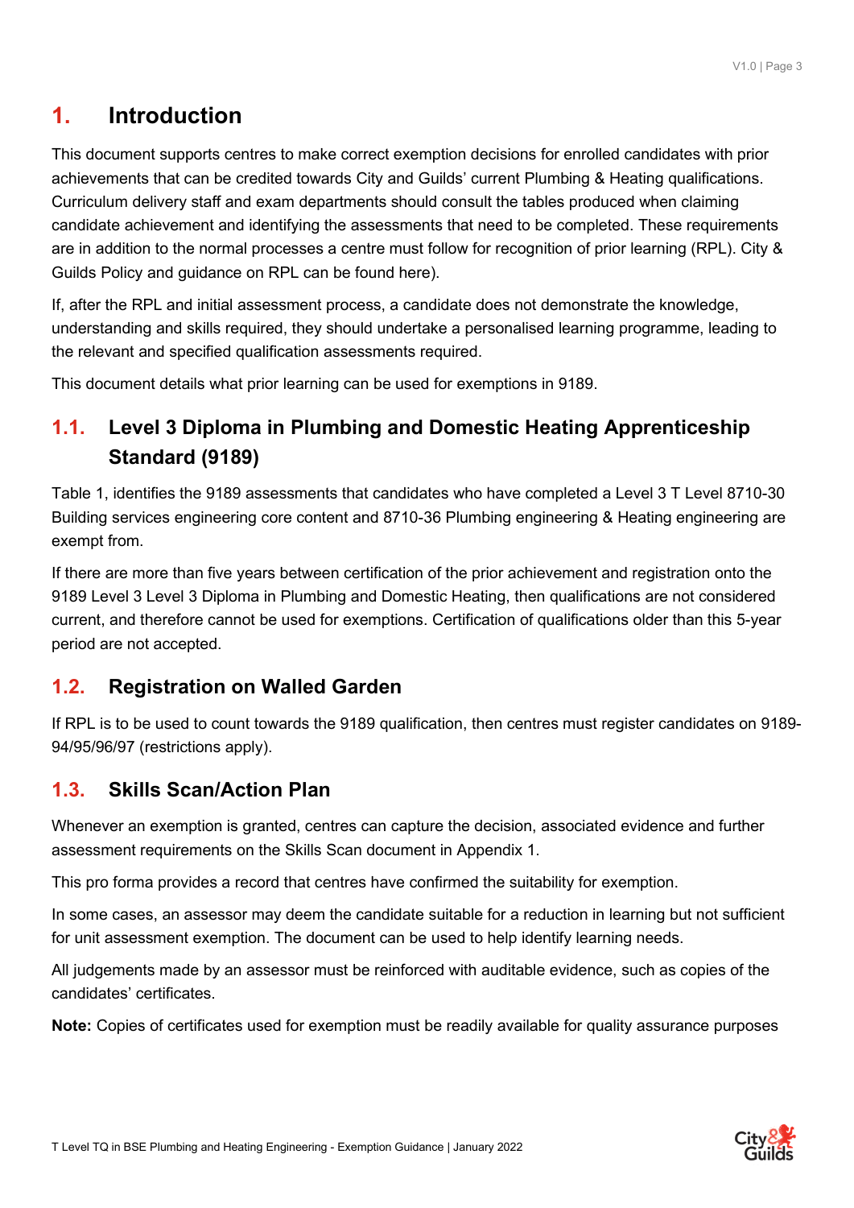# 1. Introduction

This document supports centres to make correct exemption decisions for enrolled candidates with prior achievements that can be credited towards City and Guilds' current Plumbing & Heating qualifications. Curriculum delivery staff and exam departments should consult the tables produced when claiming candidate achievement and identifying the assessments that need to be completed. These requirements are in addition to the normal processes a centre must follow for recognition of prior learning (RPL). City & Guilds Policy and guidance on RPL can be found here).

If, after the RPL and initial assessment process, a candidate does not demonstrate the knowledge, understanding and skills required, they should undertake a personalised learning programme, leading to the relevant and specified qualification assessments required.

This document details what prior learning can be used for exemptions in 9189.

## 1.1. Level 3 Diploma in Plumbing and Domestic Heating Apprenticeship Standard (9189)

Table 1, identifies the 9189 assessments that candidates who have completed a Level 3 T Level 8710-30 Building services engineering core content and 8710-36 Plumbing engineering & Heating engineering are exempt from.

If there are more than five years between certification of the prior achievement and registration onto the 9189 Level 3 Level 3 Diploma in Plumbing and Domestic Heating, then qualifications are not considered current, and therefore cannot be used for exemptions. Certification of qualifications older than this 5-year period are not accepted.

## 1.2. Registration on Walled Garden

If RPL is to be used to count towards the 9189 qualification, then centres must register candidates on 9189-94/95/96/97 (restrictions apply).

## 1.3. Skills Scan/Action Plan

Whenever an exemption is granted, centres can capture the decision, associated evidence and further assessment requirements on the Skills Scan document in Appendix 1.

This pro forma provides a record that centres have confirmed the suitability for exemption.

In some cases, an assessor may deem the candidate suitable for a reduction in learning but not sufficient for unit assessment exemption. The document can be used to help identify learning needs.

All judgements made by an assessor must be reinforced with auditable evidence, such as copies of the candidates' certificates.

**Note:** Copies of certificates used for exemption must be readily available for quality assurance purposes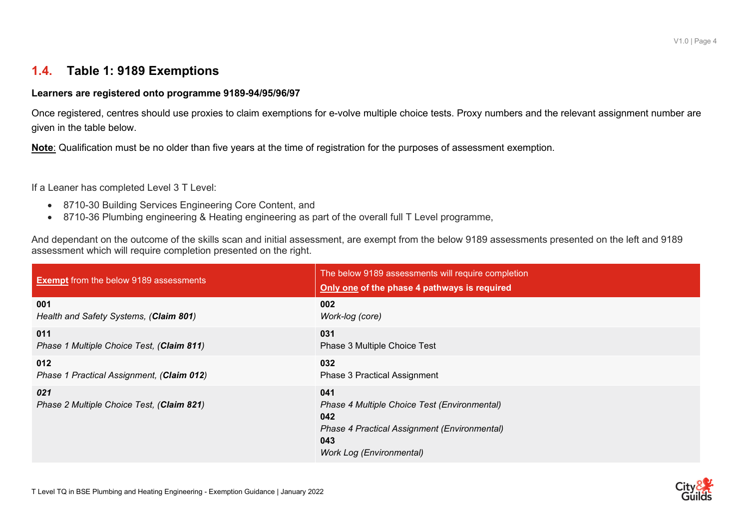## 1.4. Table 1: 9189 Exemptions

**Learners are registered onto programme 9189-94/95/96/97**

Once registered, centres should use proxies to claim exemptions for e-volve multiple choice tests. Proxy numbers and the relevant assignment number are given in the table below.

**Note**: Qualification must be no older than five years at the time of registration for the purposes of assessment exemption.

If a Leaner has completed Level 3 T Level:

- 8710-30 Building Services Engineering Core Content, and
- 8710-36 Plumbing engineering & Heating engineering as part of the overall full T Level programme,

And dependant on the outcome of the skills scan and initial assessment, are exempt from the below 9189 assessments presented on the left and 9189 assessment which will require completion presented on the right.

| **Exempt** from the below 9189 assessments | The below 9189 assessments will require completion<br>**Only one of the phase 4 pathways is required** |
|---|---|
| **001**<br>*Health and Safety Systems, (**Claim 801**)* | **002**<br>*Work-log (core)* |
| **011**<br>*Phase 1 Multiple Choice Test, (**Claim 811**)* | **031**<br>Phase 3 Multiple Choice Test |
| **012**<br>*Phase 1 Practical Assignment, (**Claim 012**)* | **032**<br>Phase 3 Practical Assignment |
| ***021***<br>*Phase 2 Multiple Choice Test, (**Claim 821**)* | **041**<br>*Phase 4 Multiple Choice Test (Environmental)*<br>**042**<br>*Phase 4 Practical Assignment (Environmental)*<br>**043**<br>*Work Log (Environmental)* |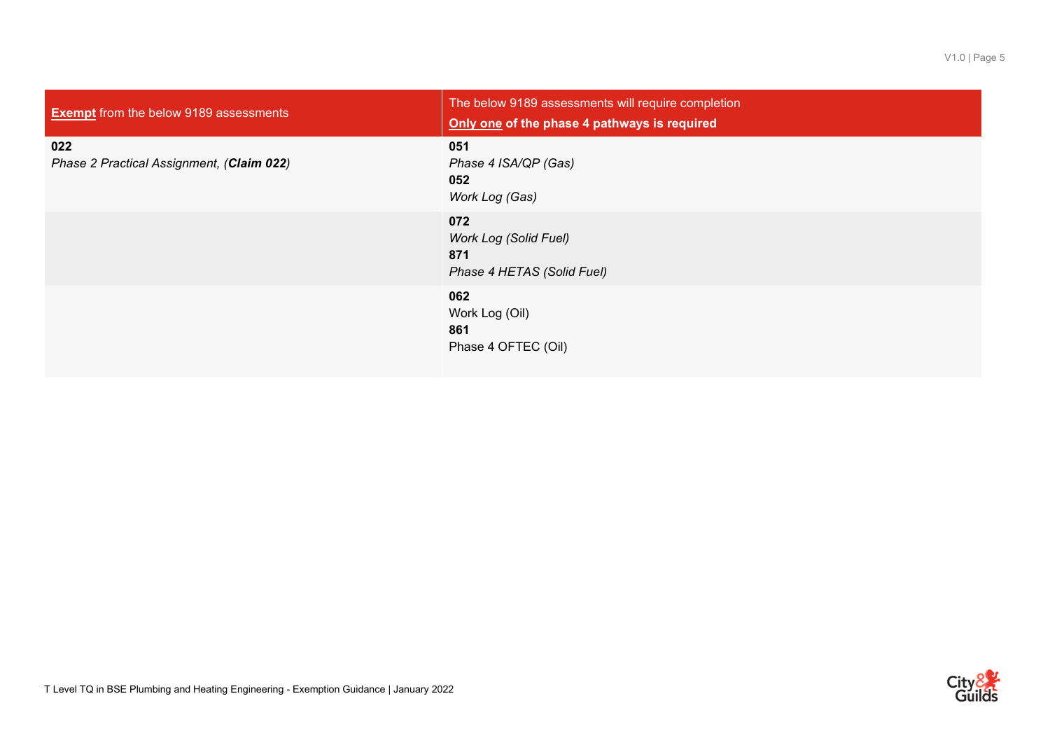| **Exempt** from the below 9189 assessments | The below 9189 assessments will require completion<br>**Only one of the phase 4 pathways is required** |
|---|---|
| **022**<br>*Phase 2 Practical Assignment, (**Claim 022**)* | **051**<br>*Phase 4 ISA/QP (Gas)*<br>**052**<br>*Work Log (Gas)* |
| | **072**<br>*Work Log (Solid Fuel)*<br>**871**<br>*Phase 4 HETAS (Solid Fuel)* |
| | **062**<br>Work Log (Oil)<br>**861**<br>Phase 4 OFTEC (Oil) |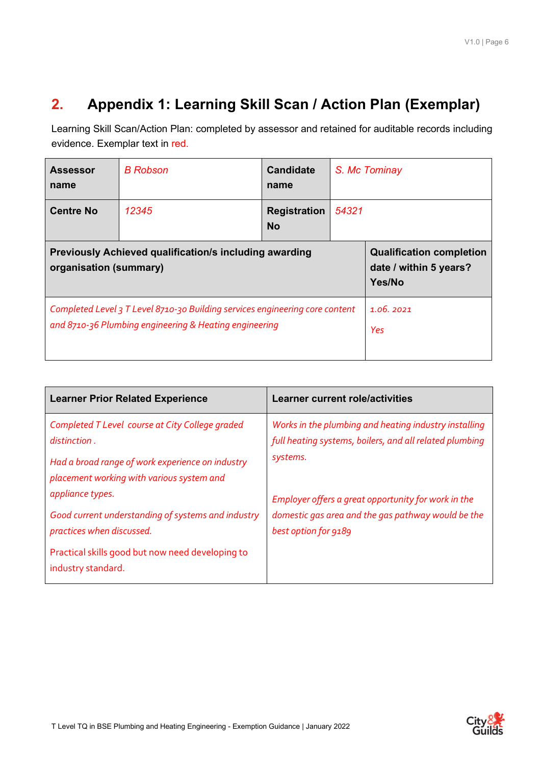## 2. Appendix 1: Learning Skill Scan / Action Plan (Exemplar)

Learning Skill Scan/Action Plan: completed by assessor and retained for auditable records including evidence. Exemplar text in red.

| **Assessor name** | *B Robson* | **Candidate name** | *S. Mc Tominay* |
|---|---|---|---|
| **Centre No** | *12345* | **Registration No** | *54321* |

| **Previously Achieved qualification/s including awarding organisation (summary)** | **Qualification completion date / within 5 years? Yes/No** |
|---|---|
| *Completed Level 3 T Level 8710-30 Building services engineering core content and 8710-36 Plumbing engineering & Heating engineering* | *1.06. 2021*<br><br>*Yes* |

| **Learner Prior Related Experience** | **Learner current role/activities** |
|---|---|
| *Completed T Level course at City College graded distinction .*<br><br>*Had a broad range of work experience on industry placement working with various system and appliance types.*<br><br>*Good current understanding of systems and industry practices when discussed.*<br><br>Practical skills good but now need developing to industry standard. | *Works in the plumbing and heating industry installing full heating systems, boilers, and all related plumbing systems.*<br><br>*Employer offers a great opportunity for work in the domestic gas area and the gas pathway would be the best option for 9189* |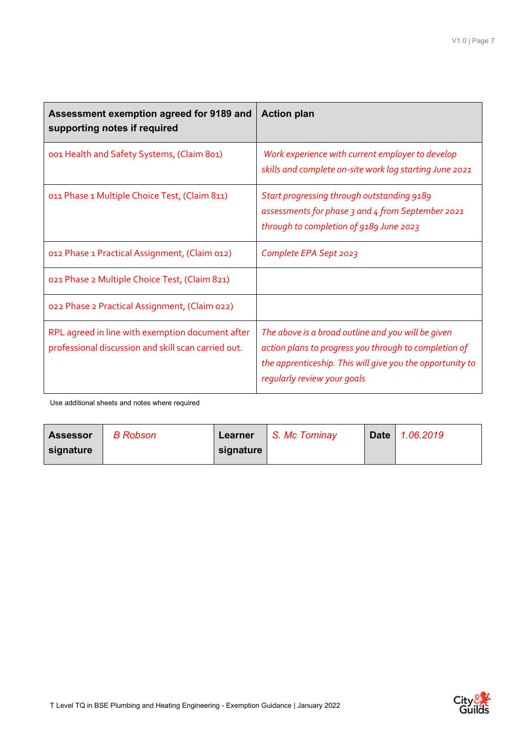| Assessment exemption agreed for 9189 and supporting notes if required | Action plan |
| --- | --- |
| 001 Health and Safety Systems, (Claim 801) | *Work experience with current employer to develop skills and complete on-site work log starting June 2021* |
| 011 Phase 1 Multiple Choice Test, (Claim 811) | *Start progressing through outstanding 9189 assessments for phase 3 and 4 from September 2021 through to completion of 9189 June 2023* |
| 012 Phase 1 Practical Assignment, (Claim 012) | *Complete EPA Sept 2023* |
| 021 Phase 2 Multiple Choice Test, (Claim 821) | |
| 022 Phase 2 Practical Assignment, (Claim 022) | |
| RPL agreed in line with exemption document after professional discussion and skill scan carried out. | *The above is a broad outline and you will be given action plans to progress you through to completion of the apprenticeship. This will give you the opportunity to regularly review your goals* |

Use additional sheets and notes where required

| Assessor signature | *B Robson* | Learner signature | *S. Mc Tominay* | Date | *1.06.2019* |
| --- | --- | --- | --- | --- | --- |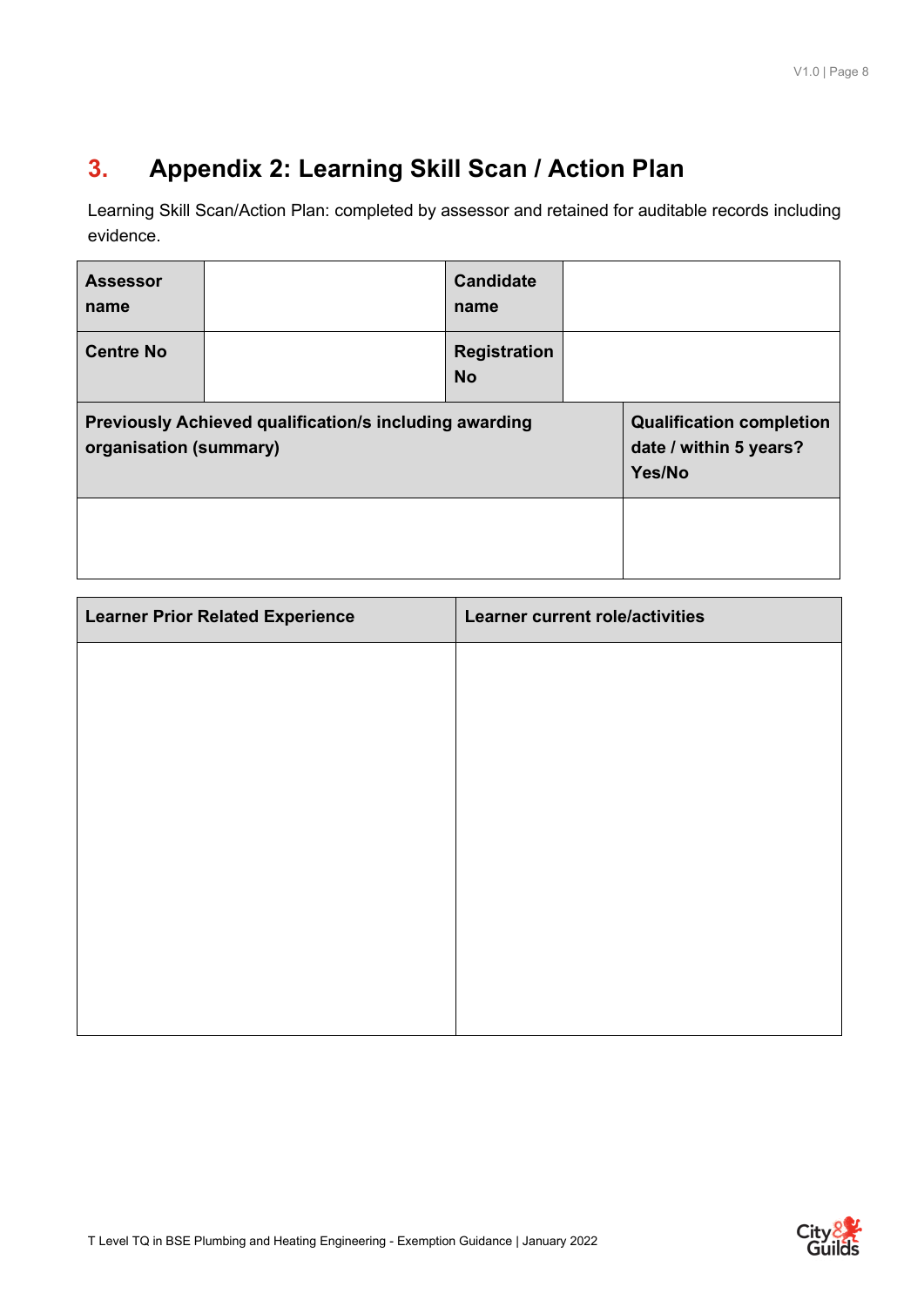## 3. Appendix 2: Learning Skill Scan / Action Plan

Learning Skill Scan/Action Plan: completed by assessor and retained for auditable records including evidence.

| **Assessor name** | | **Candidate name** | |
|---|---|---|---|
| **Centre No** | | **Registration No** | |

| **Previously Achieved qualification/s including awarding organisation (summary)** | **Qualification completion date / within 5 years? Yes/No** |
|---|---|
| | |

| **Learner Prior Related Experience** | **Learner current role/activities** |
|---|---|
| | |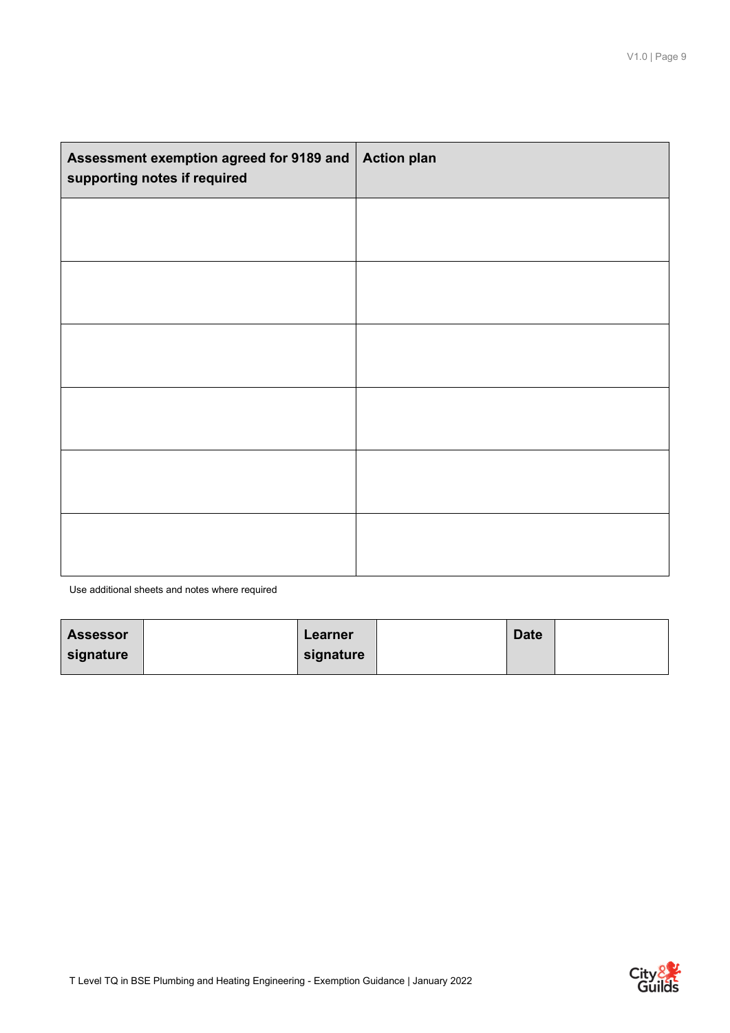| Assessment exemption agreed for 9189 and supporting notes if required | Action plan |
| --- | --- |
| | |
| | |
| | |
| | |
| | |
| | |

Use additional sheets and notes where required

| Assessor signature | | Learner signature | | Date | |
| --- | --- | --- | --- | --- | --- |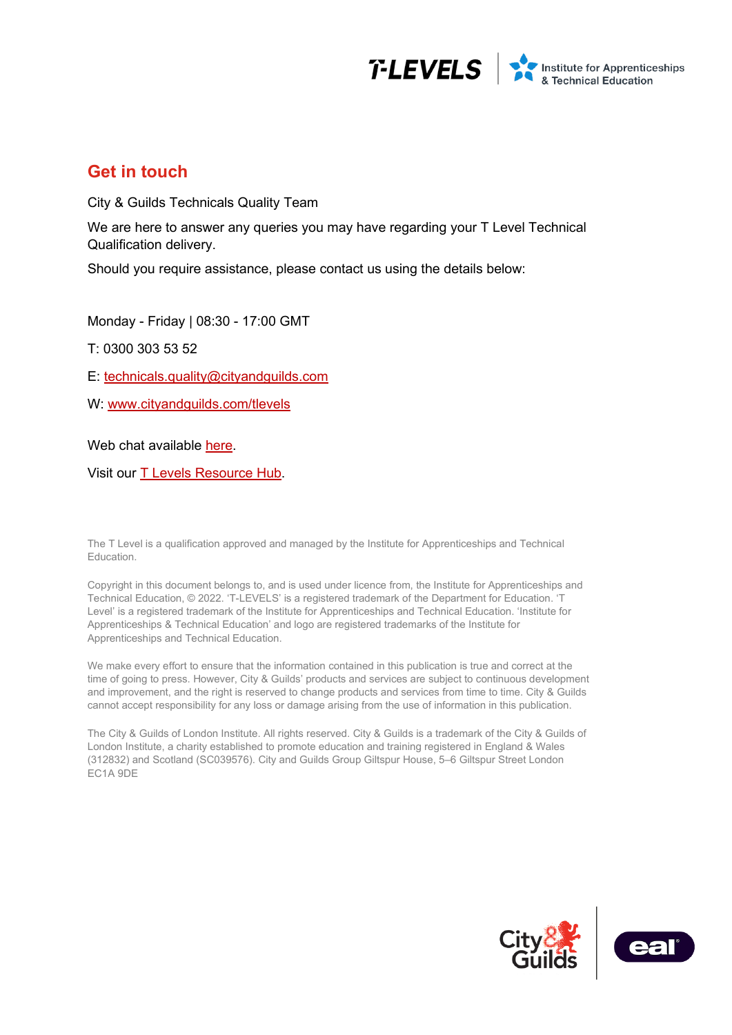## Get in touch

City & Guilds Technicals Quality Team

We are here to answer any queries you may have regarding your T Level Technical Qualification delivery.

Should you require assistance, please contact us using the details below:

Monday - Friday | 08:30 - 17:00 GMT

T: 0300 303 53 52

E: technicals.quality@cityandguilds.com

W: www.cityandguilds.com/tlevels

Web chat available here.

Visit our T Levels Resource Hub.

The T Level is a qualification approved and managed by the Institute for Apprenticeships and Technical Education.

Copyright in this document belongs to, and is used under licence from, the Institute for Apprenticeships and Technical Education, © 2022. 'T-LEVELS' is a registered trademark of the Department for Education. 'T Level' is a registered trademark of the Institute for Apprenticeships and Technical Education. 'Institute for Apprenticeships & Technical Education' and logo are registered trademarks of the Institute for Apprenticeships and Technical Education.

We make every effort to ensure that the information contained in this publication is true and correct at the time of going to press. However, City & Guilds' products and services are subject to continuous development and improvement, and the right is reserved to change products and services from time to time. City & Guilds cannot accept responsibility for any loss or damage arising from the use of information in this publication.

The City & Guilds of London Institute. All rights reserved. City & Guilds is a trademark of the City & Guilds of London Institute, a charity established to promote education and training registered in England & Wales (312832) and Scotland (SC039576). City and Guilds Group Giltspur House, 5–6 Giltspur Street London EC1A 9DE